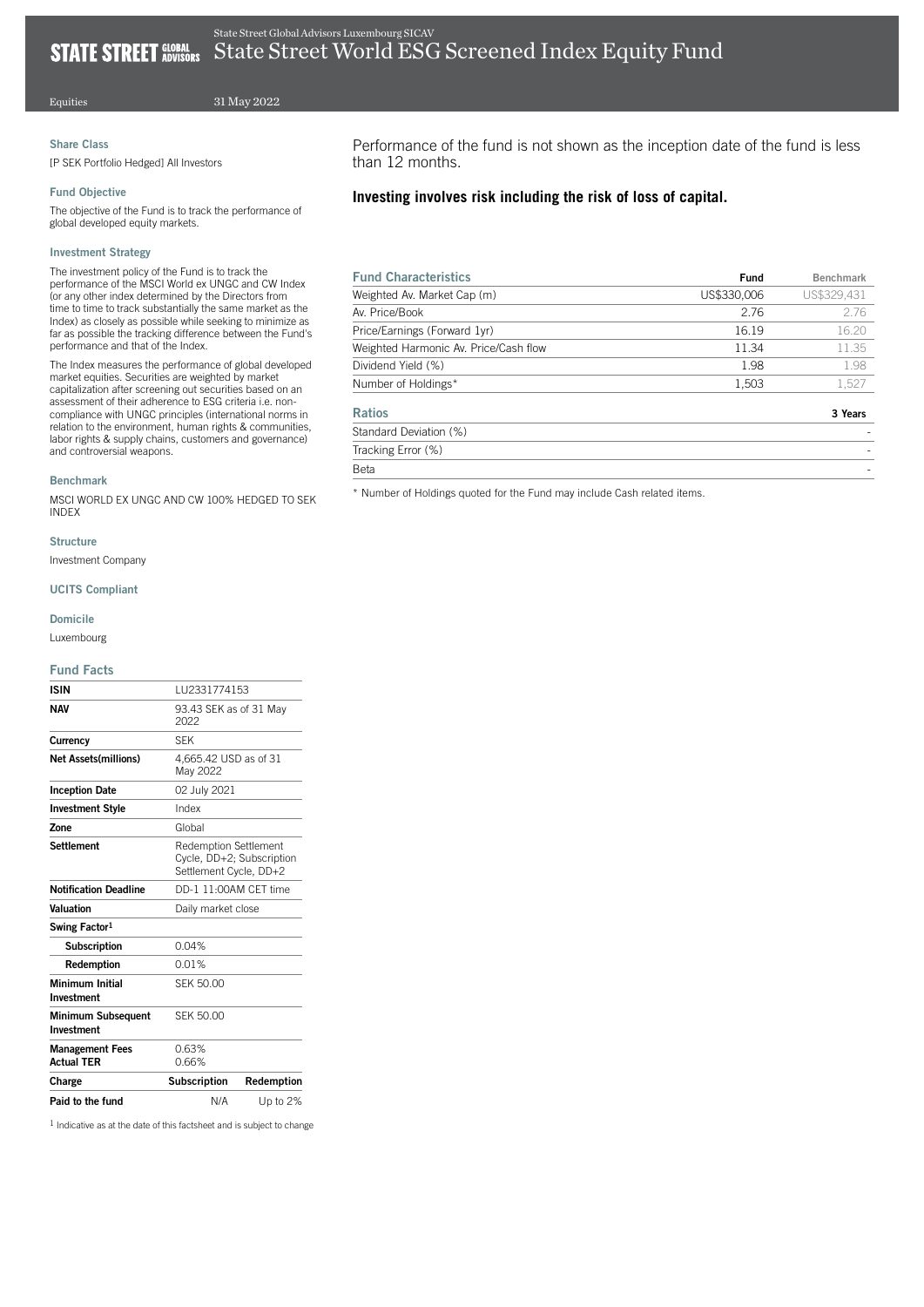State Street Global Advisors Luxembourg SICAV

# State Street World ESG Screened Index Equity Fund

Equities 31 May 2022

### Share Class

[P SEK Portfolio Hedged] All Investors

### Fund Objective

The objective of the Fund is to track the performance of global developed equity markets.

### Investment Strategy

The investment policy of the Fund is to track the performance of the MSCI World ex UNGC and CW Index (or any other index determined by the Directors from time to time to track substantially the same market as the Index) as closely as possible while seeking to minimize as far as possible the tracking difference between the Fund's performance and that of the Index.

The Index measures the performance of global developed market equities. Securities are weighted by market capitalization after screening out securities based on an assessment of their adherence to ESG criteria i.e. non-compliance with UNGC principles (international norms in relation to the environment, human rights & communities, labor rights & supply chains, customers and governance) and controversial weapons.

### Benchmark

MSCI WORLD EX UNGC AND CW 100% HEDGED TO SEK INDEX

### Structure

Investment Company

### UCITS Compliant

### Domicile

Luxembourg

### Fund Facts

| ISIN | LU2331774153 | |
|---|---|---|
| NAV | 93.43 SEK as of 31 May 2022 | |
| Currency | SEK | |
| Net Assets(millions) | 4,665.42 USD as of 31 May 2022 | |
| Inception Date | 02 July 2021 | |
| Investment Style | Index | |
| Zone | Global | |
| Settlement | Redemption Settlement Cycle, DD+2; Subscription Settlement Cycle, DD+2 | |
| Notification Deadline | DD-1 11:00AM CET time | |
| Valuation | Daily market close | |
| Swing Factor[1] | | |
| Subscription | 0.04% | |
| Redemption | 0.01% | |
| Minimum Initial Investment | SEK 50.00 | |
| Minimum Subsequent Investment | SEK 50.00 | |
| Management Fees | 0.63% | |
| Actual TER | 0.66% | |
| **Charge** | **Subscription** | **Redemption** |
| Paid to the fund | N/A | Up to 2% |

[1] Indicative as at the date of this factsheet and is subject to change

Performance of the fund is not shown as the inception date of the fund is less than 12 months.

**Investing involves risk including the risk of loss of capital.**

| Fund Characteristics | Fund | Benchmark |
|---|---|---|
| Weighted Av. Market Cap (m) | US$330,006 | US$329,431 |
| Av. Price/Book | 2.76 | 2.76 |
| Price/Earnings (Forward 1yr) | 16.19 | 16.20 |
| Weighted Harmonic Av. Price/Cash flow | 11.34 | 11.35 |
| Dividend Yield (%) | 1.98 | 1.98 |
| Number of Holdings* | 1,503 | 1,527 |

| Ratios | 3 Years |
|---|---|
| Standard Deviation (%) | - |
| Tracking Error (%) | - |
| Beta | - |

* Number of Holdings quoted for the Fund may include Cash related items.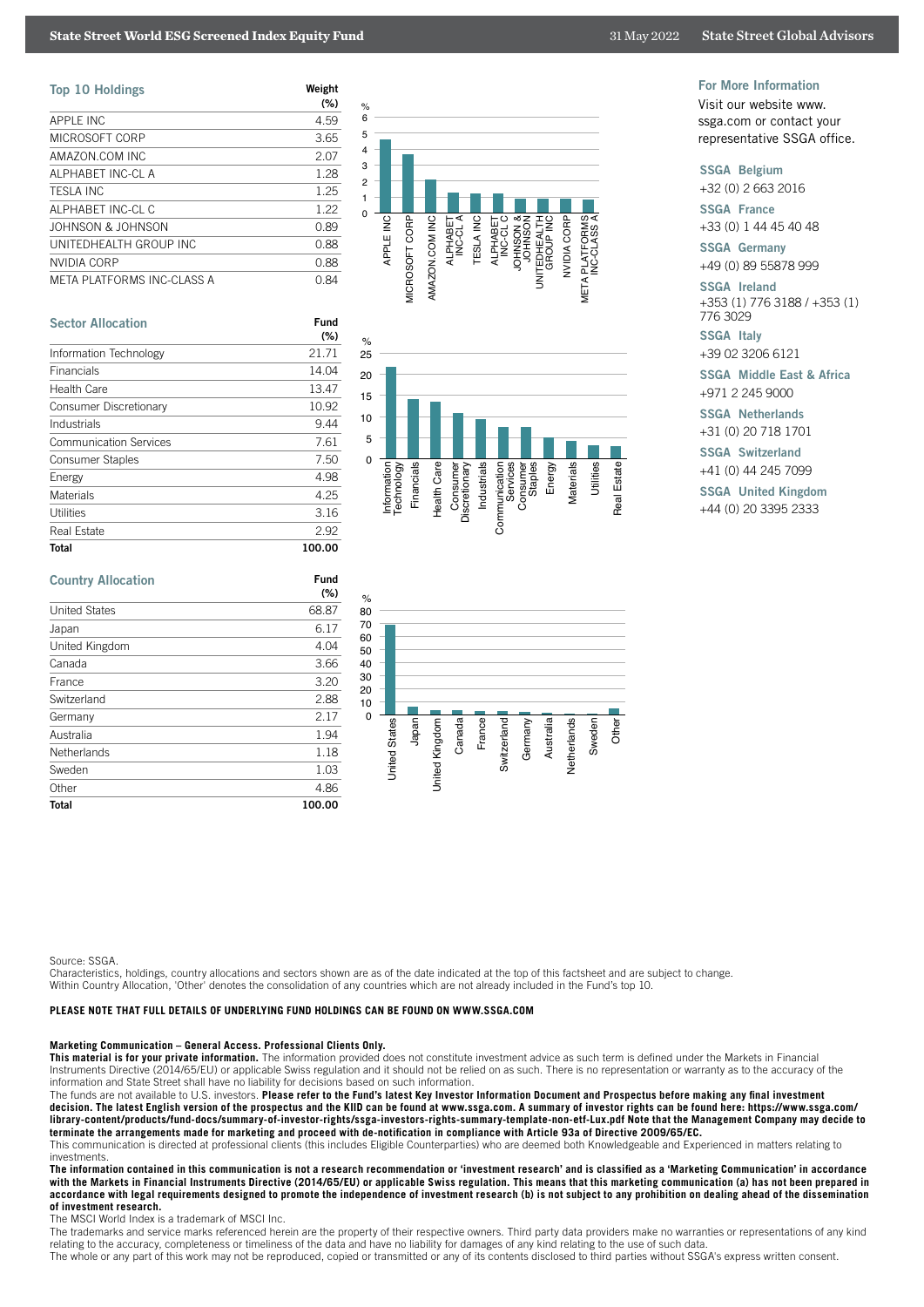## Top 10 Holdings

| Top 10 Holdings | Weight (%) |
|---|---|
| APPLE INC | 4.59 |
| MICROSOFT CORP | 3.65 |
| AMAZON.COM INC | 2.07 |
| ALPHABET INC-CL A | 1.28 |
| TESLA INC | 1.25 |
| ALPHABET INC-CL C | 1.22 |
| JOHNSON & JOHNSON | 0.89 |
| UNITEDHEALTH GROUP INC | 0.88 |
| NVIDIA CORP | 0.88 |
| META PLATFORMS INC-CLASS A | 0.84 |

## Sector Allocation

| Sector Allocation | Fund (%) |
|---|---|
| Information Technology | 21.71 |
| Financials | 14.04 |
| Health Care | 13.47 |
| Consumer Discretionary | 10.92 |
| Industrials | 9.44 |
| Communication Services | 7.61 |
| Consumer Staples | 7.50 |
| Energy | 4.98 |
| Materials | 4.25 |
| Utilities | 3.16 |
| Real Estate | 2.92 |
| **Total** | **100.00** |

## Country Allocation

| Country Allocation | Fund (%) |
|---|---|
| United States | 68.87 |
| Japan | 6.17 |
| United Kingdom | 4.04 |
| Canada | 3.66 |
| France | 3.20 |
| Switzerland | 2.88 |
| Germany | 2.17 |
| Australia | 1.94 |
| Netherlands | 1.18 |
| Sweden | 1.03 |
| Other | 4.86 |
| **Total** | **100.00** |

## For More Information

Visit our website www.ssga.com or contact your representative SSGA office.

**SSGA Belgium**
+32 (0) 2 663 2016

**SSGA France**
+33 (0) 1 44 45 40 48

**SSGA Germany**
+49 (0) 89 55878 999

**SSGA Ireland**
+353 (1) 776 3188 / +353 (1) 776 3029

**SSGA Italy**
+39 02 3206 6121

**SSGA Middle East & Africa**
+971 2 245 9000

**SSGA Netherlands**
+31 (0) 20 718 1701

**SSGA Switzerland**
+41 (0) 44 245 7099

**SSGA United Kingdom**
+44 (0) 20 3395 2333

Source: SSGA.
Characteristics, holdings, country allocations and sectors shown are as of the date indicated at the top of this factsheet and are subject to change.
Within Country Allocation, 'Other' denotes the consolidation of any countries which are not already included in the Fund's top 10.

**PLEASE NOTE THAT FULL DETAILS OF UNDERLYING FUND HOLDINGS CAN BE FOUND ON WWW.SSGA.COM**

**Marketing Communication – General Access. Professional Clients Only.**
**This material is for your private information.** The information provided does not constitute investment advice as such term is defined under the Markets in Financial Instruments Directive (2014/65/EU) or applicable Swiss regulation and it should not be relied on as such. There is no representation or warranty as to the accuracy of the information and State Street shall have no liability for decisions based on such information.
The funds are not available to U.S. investors. **Please refer to the Fund's latest Key Investor Information Document and Prospectus before making any final investment decision. The latest English version of the prospectus and the KIID can be found at www.ssga.com. A summary of investor rights can be found here: https://www.ssga.com/library-content/products/fund-docs/summary-of-investor-rights/ssga-investors-rights-summary-template-non-etf-Lux.pdf Note that the Management Company may decide to terminate the arrangements made for marketing and proceed with de-notification in compliance with Article 93a of Directive 2009/65/EC.**
This communication is directed at professional clients (this includes Eligible Counterparties) who are deemed both Knowledgeable and Experienced in matters relating to investments.
**The information contained in this communication is not a research recommendation or 'investment research' and is classified as a 'Marketing Communication' in accordance with the Markets in Financial Instruments Directive (2014/65/EU) or applicable Swiss regulation. This means that this marketing communication (a) has not been prepared in accordance with legal requirements designed to promote the independence of investment research (b) is not subject to any prohibition on dealing ahead of the dissemination of investment research.**
The MSCI World Index is a trademark of MSCI Inc.
The trademarks and service marks referenced herein are the property of their respective owners. Third party data providers make no warranties or representations of any kind relating to the accuracy, completeness or timeliness of the data and have no liability for damages of any kind relating to the use of such data.
The whole or any part of this work may not be reproduced, copied or transmitted or any of its contents disclosed to third parties without SSGA's express written consent.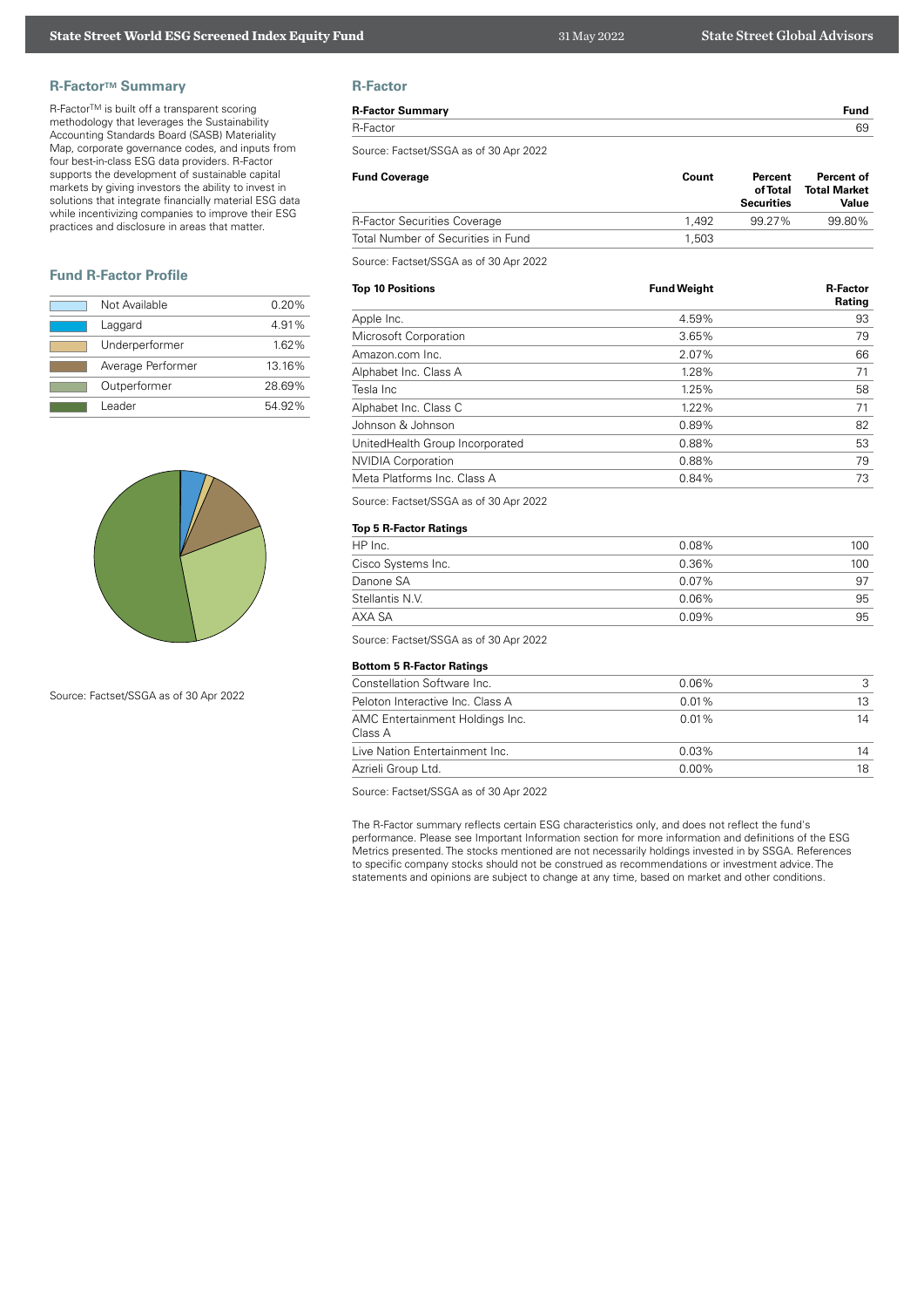## R-Factor™ Summary

R-Factor™ is built off a transparent scoring methodology that leverages the Sustainability Accounting Standards Board (SASB) Materiality Map, corporate governance codes, and inputs from four best-in-class ESG data providers. R-Factor supports the development of sustainable capital markets by giving investors the ability to invest in solutions that integrate financially material ESG data while incentivizing companies to improve their ESG practices and disclosure in areas that matter.

## Fund R-Factor Profile

| | |
|---|---|
| Not Available | 0.20% |
| Laggard | 4.91% |
| Underperformer | 1.62% |
| Average Performer | 13.16% |
| Outperformer | 28.69% |
| Leader | 54.92% |

Source: Factset/SSGA as of 30 Apr 2022

## R-Factor

| R-Factor Summary | Fund |
|---|---|
| R-Factor | 69 |

Source: Factset/SSGA as of 30 Apr 2022

| Fund Coverage | Count | Percent of Total Securities | Percent of Total Market Value |
|---|---|---|---|
| R-Factor Securities Coverage | 1,492 | 99.27% | 99.80% |
| Total Number of Securities in Fund | 1,503 | | |

Source: Factset/SSGA as of 30 Apr 2022

| Top 10 Positions | Fund Weight | R-Factor Rating |
|---|---|---|
| Apple Inc. | 4.59% | 93 |
| Microsoft Corporation | 3.65% | 79 |
| Amazon.com Inc. | 2.07% | 66 |
| Alphabet Inc. Class A | 1.28% | 71 |
| Tesla Inc | 1.25% | 58 |
| Alphabet Inc. Class C | 1.22% | 71 |
| Johnson & Johnson | 0.89% | 82 |
| UnitedHealth Group Incorporated | 0.88% | 53 |
| NVIDIA Corporation | 0.88% | 79 |
| Meta Platforms Inc. Class A | 0.84% | 73 |

Source: Factset/SSGA as of 30 Apr 2022

| Top 5 R-Factor Ratings | | |
|---|---|---|
| HP Inc. | 0.08% | 100 |
| Cisco Systems Inc. | 0.36% | 100 |
| Danone SA | 0.07% | 97 |
| Stellantis N.V. | 0.06% | 95 |
| AXA SA | 0.09% | 95 |

Source: Factset/SSGA as of 30 Apr 2022

| Bottom 5 R-Factor Ratings | | |
|---|---|---|
| Constellation Software Inc. | 0.06% | 3 |
| Peloton Interactive Inc. Class A | 0.01% | 13 |
| AMC Entertainment Holdings Inc. Class A | 0.01% | 14 |
| Live Nation Entertainment Inc. | 0.03% | 14 |
| Azrieli Group Ltd. | 0.00% | 18 |

Source: Factset/SSGA as of 30 Apr 2022

The R-Factor summary reflects certain ESG characteristics only, and does not reflect the fund's performance. Please see Important Information section for more information and definitions of the ESG Metrics presented. The stocks mentioned are not necessarily holdings invested in by SSGA. References to specific company stocks should not be construed as recommendations or investment advice. The statements and opinions are subject to change at any time, based on market and other conditions.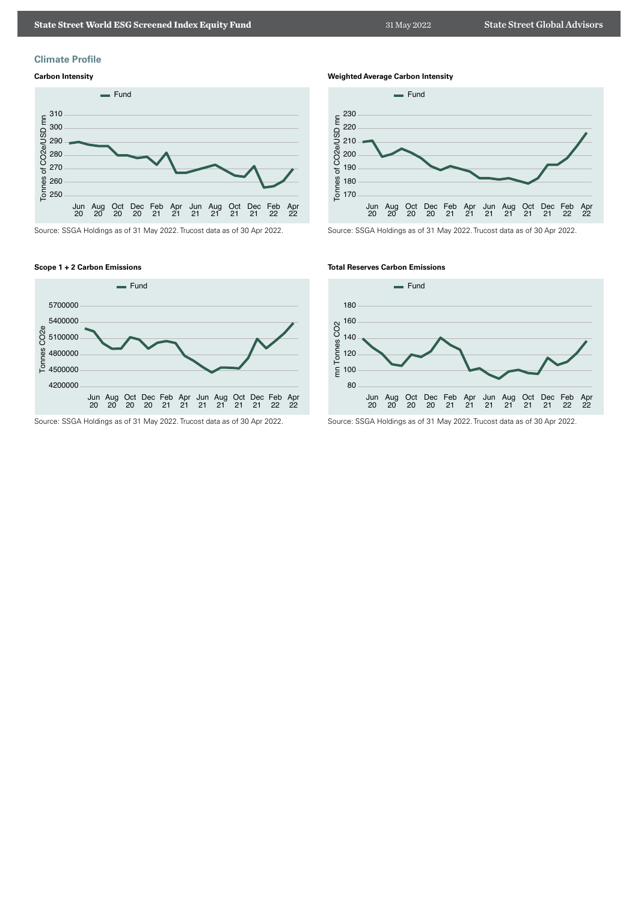## Climate Profile

### Carbon Intensity

Source: SSGA Holdings as of 31 May 2022. Trucost data as of 30 Apr 2022.

### Weighted Average Carbon Intensity

Source: SSGA Holdings as of 31 May 2022. Trucost data as of 30 Apr 2022.

### Scope 1 + 2 Carbon Emissions

Source: SSGA Holdings as of 31 May 2022. Trucost data as of 30 Apr 2022.

### Total Reserves Carbon Emissions

Source: SSGA Holdings as of 31 May 2022. Trucost data as of 30 Apr 2022.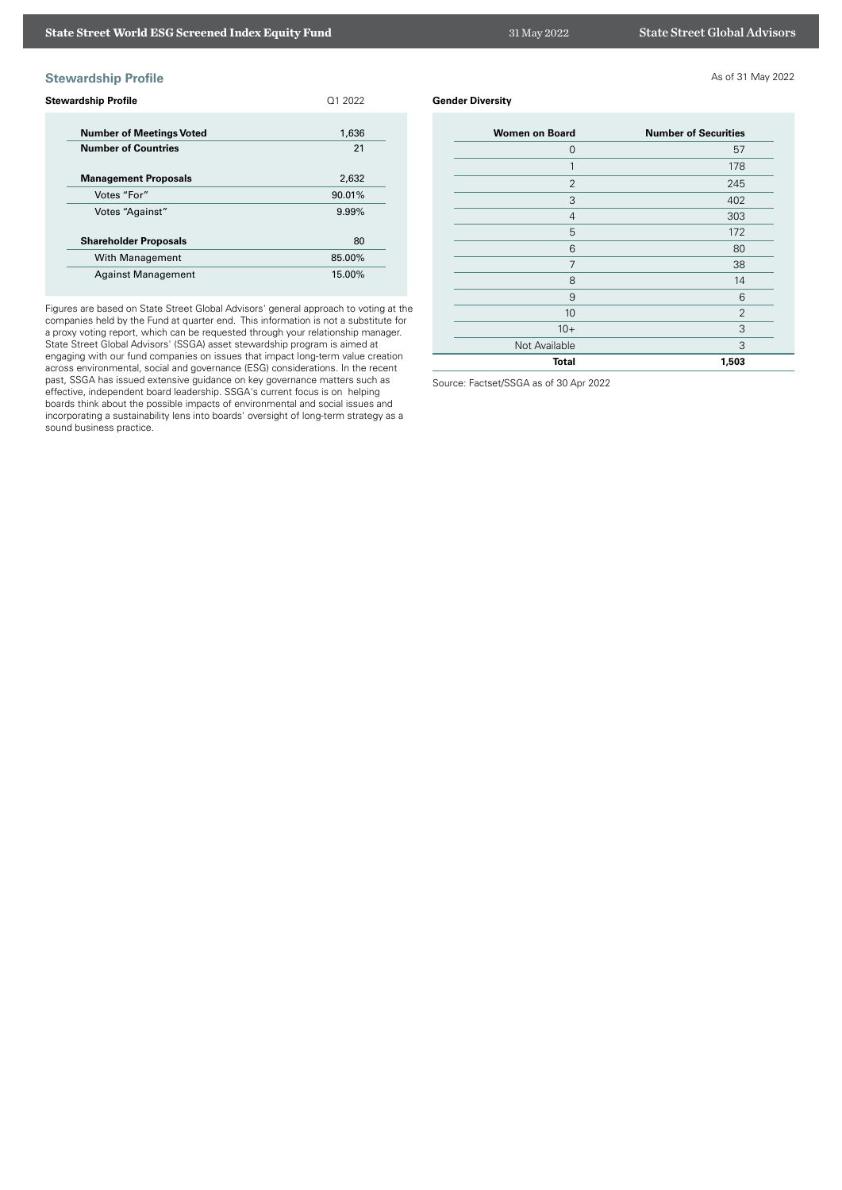## Stewardship Profile

As of 31 May 2022

**Stewardship Profile**

| | Q1 2022 |
|---|---|
| **Number of Meetings Voted** | 1,636 |
| **Number of Countries** | 21 |
| **Management Proposals** | 2,632 |
| Votes "For" | 90.01% |
| Votes "Against" | 9.99% |
| **Shareholder Proposals** | 80 |
| With Management | 85.00% |
| Against Management | 15.00% |

Figures are based on State Street Global Advisors' general approach to voting at the companies held by the Fund at quarter end. This information is not a substitute for a proxy voting report, which can be requested through your relationship manager. State Street Global Advisors' (SSGA) asset stewardship program is aimed at engaging with our fund companies on issues that impact long-term value creation across environmental, social and governance (ESG) considerations. In the recent past, SSGA has issued extensive guidance on key governance matters such as effective, independent board leadership. SSGA's current focus is on helping boards think about the possible impacts of environmental and social issues and incorporating a sustainability lens into boards' oversight of long-term strategy as a sound business practice.

**Gender Diversity**

| Women on Board | Number of Securities |
|---|---|
| 0 | 57 |
| 1 | 178 |
| 2 | 245 |
| 3 | 402 |
| 4 | 303 |
| 5 | 172 |
| 6 | 80 |
| 7 | 38 |
| 8 | 14 |
| 9 | 6 |
| 10 | 2 |
| 10+ | 3 |
| Not Available | 3 |
| **Total** | **1,503** |

Source: Factset/SSGA as of 30 Apr 2022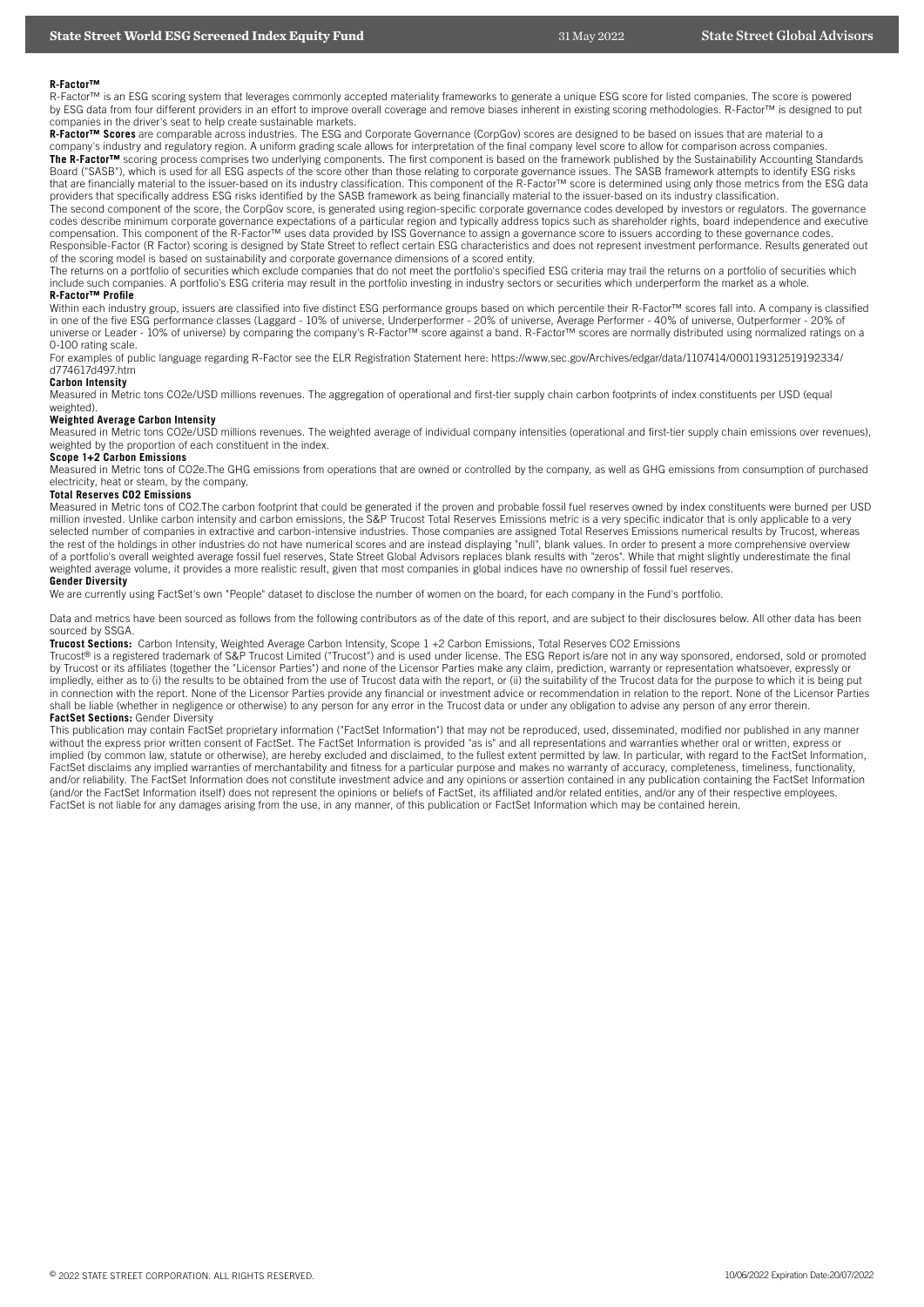#### R-Factor™

R-Factor™ is an ESG scoring system that leverages commonly accepted materiality frameworks to generate a unique ESG score for listed companies. The score is powered by ESG data from four different providers in an effort to improve overall coverage and remove biases inherent in existing scoring methodologies. R-Factor™ is designed to put companies in the driver's seat to help create sustainable markets.

**R-Factor™ Scores** are comparable across industries. The ESG and Corporate Governance (CorpGov) scores are designed to be based on issues that are material to a company's industry and regulatory region. A uniform grading scale allows for interpretation of the final company level score to allow for comparison across companies.

**The R-Factor™** scoring process comprises two underlying components. The first component is based on the framework published by the Sustainability Accounting Standards Board ("SASB"), which is used for all ESG aspects of the score other than those relating to corporate governance issues. The SASB framework attempts to identify ESG risks that are financially material to the issuer-based on its industry classification. This component of the R-Factor™ score is determined using only those metrics from the ESG data providers that specifically address ESG risks identified by the SASB framework as being financially material to the issuer-based on its industry classification.

The second component of the score, the CorpGov score, is generated using region-specific corporate governance codes developed by investors or regulators. The governance codes describe minimum corporate governance expectations of a particular region and typically address topics such as shareholder rights, board independence and executive compensation. This component of the R-Factor™ uses data provided by ISS Governance to assign a governance score to issuers according to these governance codes. Responsible-Factor (R Factor) scoring is designed by State Street to reflect certain ESG characteristics and does not represent investment performance. Results generated out of the scoring model is based on sustainability and corporate governance dimensions of a scored entity.

The returns on a portfolio of securities which exclude companies that do not meet the portfolio's specified ESG criteria may trail the returns on a portfolio of securities which include such companies. A portfolio's ESG criteria may result in the portfolio investing in industry sectors or securities which underperform the market as a whole.

#### R-Factor™ Profile

Within each industry group, issuers are classified into five distinct ESG performance groups based on which percentile their R-Factor™ scores fall into. A company is classified in one of the five ESG performance classes (Laggard - 10% of universe, Underperformer - 20% of universe, Average Performer - 40% of universe, Outperformer - 20% of universe or Leader - 10% of universe) by comparing the company's R-Factor™ score against a band. R-Factor™ scores are normally distributed using normalized ratings on a 0-100 rating scale.

For examples of public language regarding R-Factor see the ELR Registration Statement here: https://www.sec.gov/Archives/edgar/data/1107414/000119312519192334/d774617d497.htm

#### Carbon Intensity

Measured in Metric tons CO2e/USD millions revenues. The aggregation of operational and first-tier supply chain carbon footprints of index constituents per USD (equal weighted).

#### Weighted Average Carbon Intensity

Measured in Metric tons CO2e/USD millions revenues. The weighted average of individual company intensities (operational and first-tier supply chain emissions over revenues), weighted by the proportion of each constituent in the index.

#### Scope 1+2 Carbon Emissions

Measured in Metric tons of CO2e.The GHG emissions from operations that are owned or controlled by the company, as well as GHG emissions from consumption of purchased electricity, heat or steam, by the company.

#### Total Reserves CO2 Emissions

Measured in Metric tons of CO2.The carbon footprint that could be generated if the proven and probable fossil fuel reserves owned by index constituents were burned per USD million invested. Unlike carbon intensity and carbon emissions, the S&P Trucost Total Reserves Emissions metric is a very specific indicator that is only applicable to a very selected number of companies in extractive and carbon-intensive industries. Those companies are assigned Total Reserves Emissions numerical results by Trucost, whereas the rest of the holdings in other industries do not have numerical scores and are instead displaying "null", blank values. In order to present a more comprehensive overview of a portfolio's overall weighted average fossil fuel reserves, State Street Global Advisors replaces blank results with "zeros". While that might slightly underestimate the final weighted average volume, it provides a more realistic result, given that most companies in global indices have no ownership of fossil fuel reserves.

#### Gender Diversity

We are currently using FactSet's own "People" dataset to disclose the number of women on the board, for each company in the Fund's portfolio.

Data and metrics have been sourced as follows from the following contributors as of the date of this report, and are subject to their disclosures below. All other data has been sourced by SSGA.

**Trucost Sections:** Carbon Intensity, Weighted Average Carbon Intensity, Scope 1 +2 Carbon Emissions, Total Reserves CO2 Emissions

Trucost® is a registered trademark of S&P Trucost Limited ("Trucost") and is used under license. The ESG Report is/are not in any way sponsored, endorsed, sold or promoted by Trucost or its affiliates (together the "Licensor Parties") and none of the Licensor Parties make any claim, prediction, warranty or representation whatsoever, expressly or impliedly, either as to (i) the results to be obtained from the use of Trucost data with the report, or (ii) the suitability of the Trucost data for the purpose to which it is being put in connection with the report. None of the Licensor Parties provide any financial or investment advice or recommendation in relation to the report. None of the Licensor Parties shall be liable (whether in negligence or otherwise) to any person for any error in the Trucost data or under any obligation to advise any person of any error therein.

**FactSet Sections:** Gender Diversity

This publication may contain FactSet proprietary information ("FactSet Information") that may not be reproduced, used, disseminated, modified nor published in any manner without the express prior written consent of FactSet. The FactSet Information is provided "as is" and all representations and warranties whether oral or written, express or implied (by common law, statute or otherwise), are hereby excluded and disclaimed, to the fullest extent permitted by law. In particular, with regard to the FactSet Information, FactSet disclaims any implied warranties of merchantability and fitness for a particular purpose and makes no warranty of accuracy, completeness, timeliness, functionality, and/or reliability. The FactSet Information does not constitute investment advice and any opinions or assertion contained in any publication containing the FactSet Information (and/or the FactSet Information itself) does not represent the opinions or beliefs of FactSet, its affiliated and/or related entities, and/or any of their respective employees. FactSet is not liable for any damages arising from the use, in any manner, of this publication or FactSet Information which may be contained herein.

© 2022 STATE STREET CORPORATION. ALL RIGHTS RESERVED.

10/06/2022 Expiration Date:20/07/2022